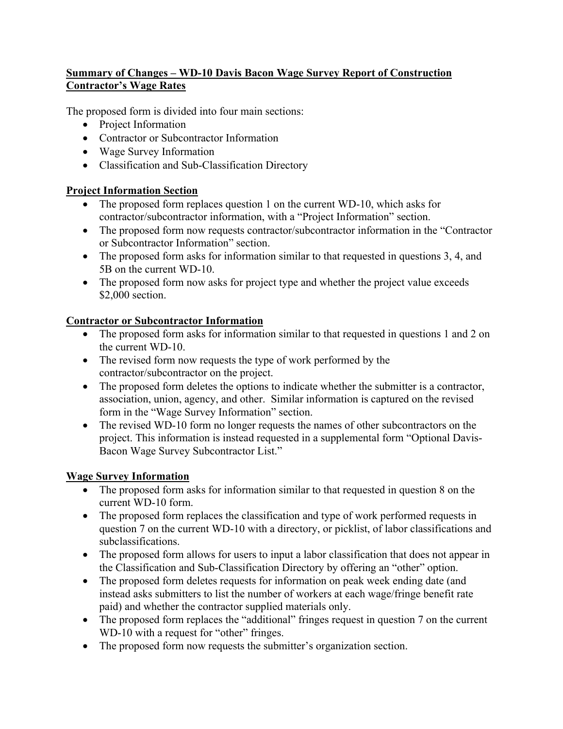**Summary of Changes – WD-10 Davis Bacon Wage Survey Report of Construction Contractor's Wage Rates**

The proposed form is divided into four main sections:

- Project Information
- Contractor or Subcontractor Information
- Wage Survey Information
- Classification and Sub-Classification Directory

**Project Information Section**

- The proposed form replaces question 1 on the current WD-10, which asks for contractor/subcontractor information, with a "Project Information" section.
- The proposed form now requests contractor/subcontractor information in the "Contractor or Subcontractor Information" section.
- The proposed form asks for information similar to that requested in questions 3, 4, and 5B on the current WD-10.
- The proposed form now asks for project type and whether the project value exceeds $2,000 section.

**Contractor or Subcontractor Information**

- The proposed form asks for information similar to that requested in questions 1 and 2 on the current WD-10.
- The revised form now requests the type of work performed by the contractor/subcontractor on the project.
- The proposed form deletes the options to indicate whether the submitter is a contractor, association, union, agency, and other. Similar information is captured on the revised form in the "Wage Survey Information" section.
- The revised WD-10 form no longer requests the names of other subcontractors on the project. This information is instead requested in a supplemental form "Optional Davis-Bacon Wage Survey Subcontractor List."

**Wage Survey Information**

- The proposed form asks for information similar to that requested in question 8 on the current WD-10 form.
- The proposed form replaces the classification and type of work performed requests in question 7 on the current WD-10 with a directory, or picklist, of labor classifications and subclassifications.
- The proposed form allows for users to input a labor classification that does not appear in the Classification and Sub-Classification Directory by offering an "other" option.
- The proposed form deletes requests for information on peak week ending date (and instead asks submitters to list the number of workers at each wage/fringe benefit rate paid) and whether the contractor supplied materials only.
- The proposed form replaces the "additional" fringes request in question 7 on the current WD-10 with a request for "other" fringes.
- The proposed form now requests the submitter's organization section.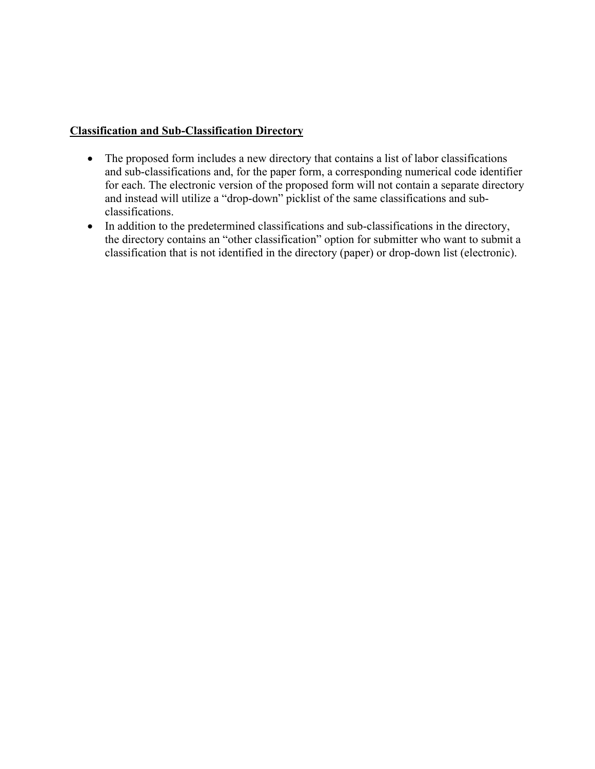**Classification and Sub-Classification Directory**

- The proposed form includes a new directory that contains a list of labor classifications and sub-classifications and, for the paper form, a corresponding numerical code identifier for each. The electronic version of the proposed form will not contain a separate directory and instead will utilize a "drop-down" picklist of the same classifications and sub-classifications.
- In addition to the predetermined classifications and sub-classifications in the directory, the directory contains an "other classification" option for submitter who want to submit a classification that is not identified in the directory (paper) or drop-down list (electronic).